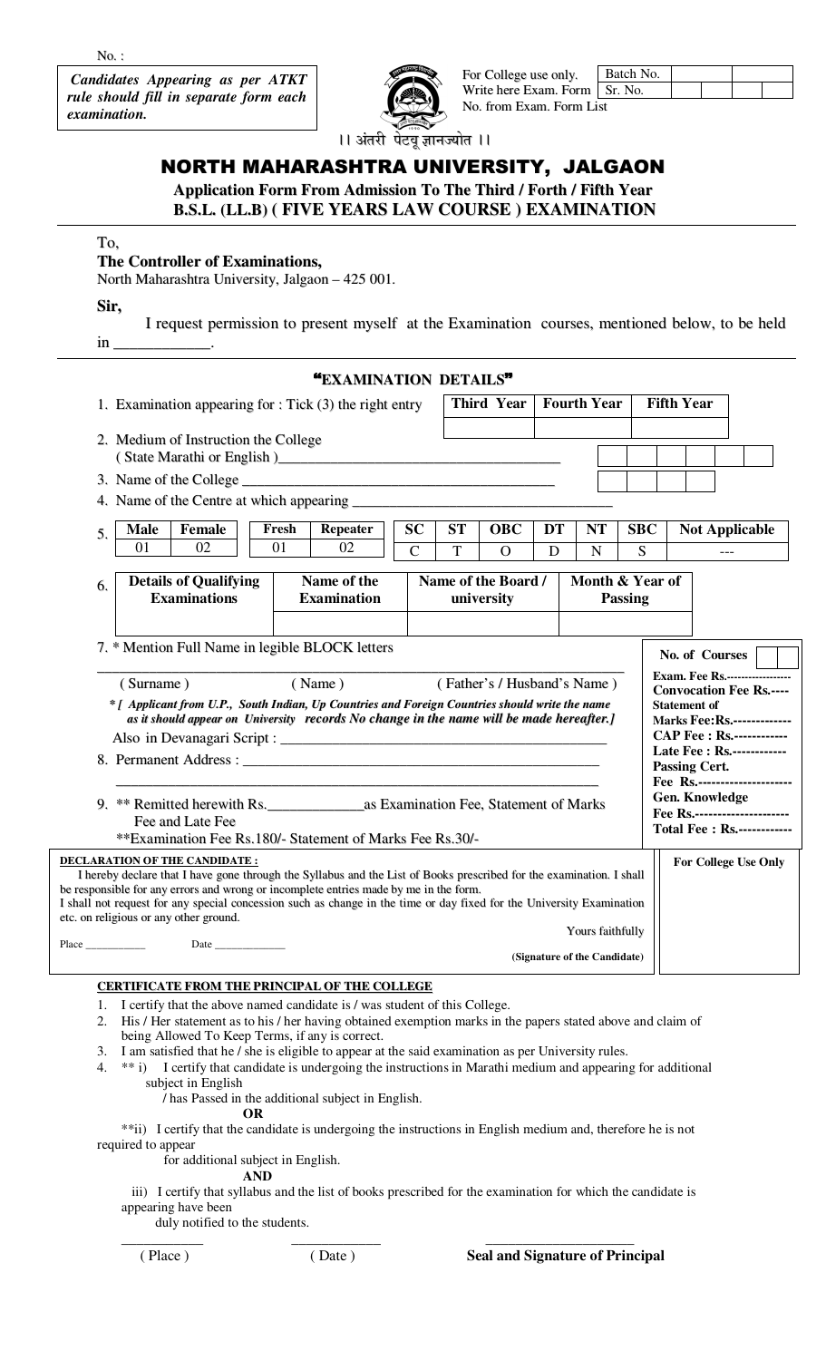No. :

***Candidates Appearing as per ATKT rule should fill in separate form each examination.***

For College use only. Write here Exam. Form No. from Exam. Form List

| Batch No. | | | | |
|---|---|---|---|---|
| Sr. No. | | | | |

।। अंतरी पेटवू ज्ञानज्योत ।।

# NORTH MAHARASHTRA UNIVERSITY, JALGAON

## Application Form From Admission To The Third / Forth / Fifth Year B.S.L. (LL.B) ( FIVE YEARS LAW COURSE ) EXAMINATION

To,

**The Controller of Examinations,**
North Maharashtra University, Jalgaon – 425 001.

**Sir,**

I request permission to present myself at the Examination courses, mentioned below, to be held in ____________.

### "EXAMINATION DETAILS"

1. Examination appearing for : Tick (3) the right entry

| Third Year | Fourth Year | Fifth Year |
|---|---|---|
| | | |

2. Medium of Instruction the College ( State Marathi or English )________________________________________

3. Name of the College ________________________________________

4. Name of the Centre at which appearing ____________________________________

5.

| Male | Female | Fresh | Repeater | SC | ST | OBC | DT | NT | SBC | Not Applicable |
|---|---|---|---|---|---|---|---|---|---|---|
| 01 | 02 | 01 | 02 | C | T | O | D | N | S | --- |

6.

| Details of Qualifying Examinations | Name of the Examination | Name of the Board / university | Month & Year of Passing |
|---|---|---|---|
| | | | |

7. * Mention Full Name in legible BLOCK letters

_______________________________________________________________

( Surname ) ( Name ) ( Father's / Husband's Name )

***[ Applicant from U.P., South Indian, Up Countries and Foreign Countries should write the name as it should appear on University records No change in the name will be made hereafter.]***

Also in Devanagari Script : ______________________________________________

8. Permanent Address : _____________________________________________

_______________________________________________________________

9. ** Remitted herewith Rs.____________as Examination Fee, Statement of Marks Fee and Late Fee

**Examination Fee Rs.180/- Statement of Marks Fee Rs.30/-

**No. of Courses** [ ][ ]

**Exam. Fee Rs.-----------------**
**Convocation Fee Rs.----**
**Statement of Marks Fee:Rs.-------------**
**CAP Fee : Rs.------------**
**Late Fee : Rs.------------**
**Passing Cert. Fee Rs.---------------------**
**Gen. Knowledge Fee Rs.---------------------**
**Total Fee : Rs.------------**

**For College Use Only**

**DECLARATION OF THE CANDIDATE :**

I hereby declare that I have gone through the Syllabus and the List of Books prescribed for the examination. I shall be responsible for any errors and wrong or incomplete entries made by me in the form.
I shall not request for any special concession such as change in the time or day fixed for the University Examination etc. on religious or any other ground.

Yours faithfully

Place __________ Date ____________

**(Signature of the Candidate)**

**CERTIFICATE FROM THE PRINCIPAL OF THE COLLEGE**

1. I certify that the above named candidate is / was student of this College.
2. His / Her statement as to his / her having obtained exemption marks in the papers stated above and claim of being Allowed To Keep Terms, if any is correct.
3. I am satisfied that he / she is eligible to appear at the said examination as per University rules.
4. ** i) I certify that candidate is undergoing the instructions in Marathi medium and appearing for additional subject in English / has Passed in the additional subject in English.

**OR**

**ii) I certify that the candidate is undergoing the instructions in English medium and, therefore he is not required to appear for additional subject in English.

**AND**

iii) I certify that syllabus and the list of books prescribed for the examination for which the candidate is appearing have been duly notified to the students.

___________ ___________ ____________________

( Place ) ( Date ) **Seal and Signature of Principal**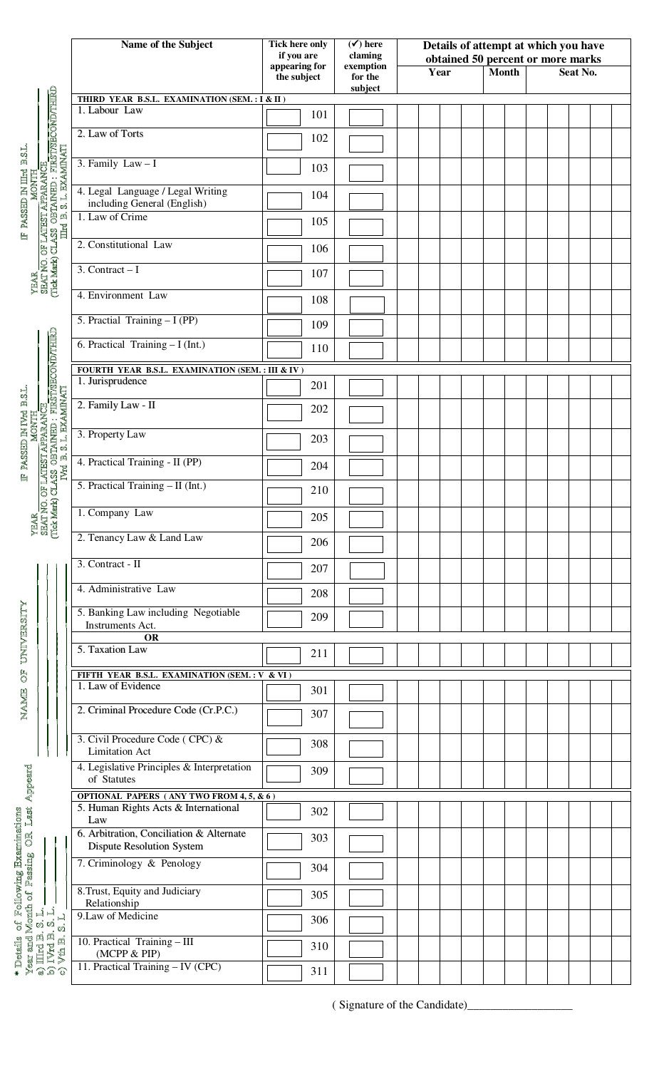IF PASSED IN IIIrd B.S.L.
YEAR ____ MONTH ____
SEAT NO. OF LATEST APPARANCE ____
(Tick Mark) CLASS OBTAINED : FIRST/SECOND/THIRD
IIIrd B. S. L. EXAMINATI

IF PASSED IN IVrd B.S.L.
YEAR ____ MONTH ____
SEAT NO. OF LATEST APPARANCE ____
(Tick Mark) CLASS OBTAINED : FIRST/SECOND/THIRD
IVrd B. S. L. EXAMINATI

NAME OF UNIVERSITY

* Details of Following Examinations
Year and Month of Passing OR Last Appeard
a) IIIrd B. S. L.
b) IVrd B. S. L.
c) Vth B. S. L

| Name of the Subject | Tick here only if you are appearing for the subject | (✓) here claming exemption for the subject | Details of attempt at which you have obtained 50 percent or more marks | | |
|---|---|---|---|---|---|
| | | | Year | Month | Seat No. |
| **THIRD YEAR B.S.L. EXAMINATION (SEM. : I & II )** | | | | | |
| 1. Labour Law | 101 | | | | |
| 2. Law of Torts | 102 | | | | |
| 3. Family Law – I | 103 | | | | |
| 4. Legal Language / Legal Writing including General (English) | 104 | | | | |
| 1. Law of Crime | 105 | | | | |
| 2. Constitutional Law | 106 | | | | |
| 3. Contract – I | 107 | | | | |
| 4. Environment Law | 108 | | | | |
| 5. Practial Training – I (PP) | 109 | | | | |
| 6. Practical Training – I (Int.) | 110 | | | | |
| **FOURTH YEAR B.S.L. EXAMINATION (SEM. : III & IV )** | | | | | |
| 1. Jurisprudence | 201 | | | | |
| 2. Family Law - II | 202 | | | | |
| 3. Property Law | 203 | | | | |
| 4. Practical Training - II (PP) | 204 | | | | |
| 5. Practical Training – II (Int.) | 210 | | | | |
| 1. Company Law | 205 | | | | |
| 2. Tenancy Law & Land Law | 206 | | | | |
| 3. Contract - II | 207 | | | | |
| 4. Administrative Law | 208 | | | | |
| 5. Banking Law including Negotiable Instruments Act. | 209 | | | | |
| **OR** | | | | | |
| 5. Taxation Law | 211 | | | | |
| **FIFTH YEAR B.S.L. EXAMINATION (SEM. : V & VI )** | | | | | |
| 1. Law of Evidence | 301 | | | | |
| 2. Criminal Procedure Code (Cr.P.C.) | 307 | | | | |
| 3. Civil Procedure Code ( CPC) & Limitation Act | 308 | | | | |
| 4. Legislative Principles & Interpretation of Statutes | 309 | | | | |
| **OPTIONAL PAPERS ( ANY TWO FROM 4, 5, & 6 )** | | | | | |
| 5. Human Rights Acts & International Law | 302 | | | | |
| 6. Arbitration, Conciliation & Alternate Dispute Resolution System | 303 | | | | |
| 7. Criminology & Penology | 304 | | | | |
| 8.Trust, Equity and Judiciary Relationship | 305 | | | | |
| 9.Law of Medicine | 306 | | | | |
| 10. Practical Training – III (MCPP & PIP) | 310 | | | | |
| 11. Practical Training – IV (CPC) | 311 | | | | |

( Signature of the Candidate)__________________